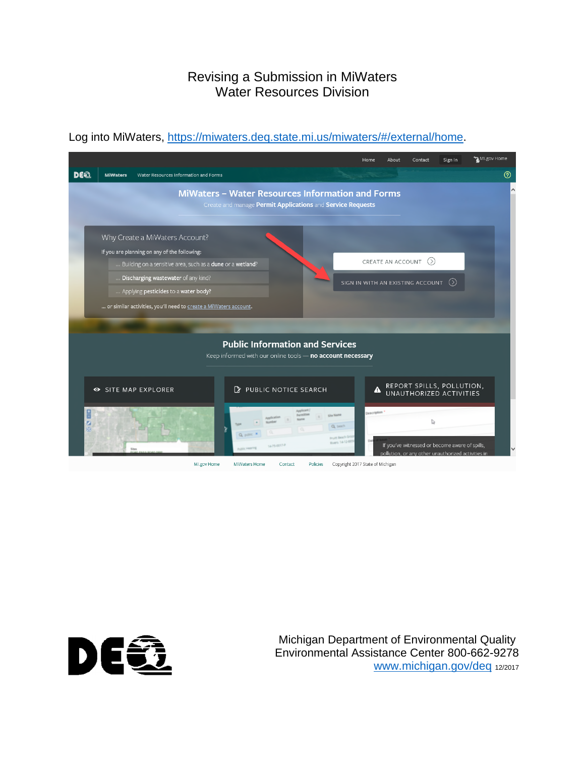# Revising a Submission in MiWaters
## Water Resources Division

Log into MiWaters, https://miwaters.deq.state.mi.us/miwaters/#/external/home.

Michigan Department of Environmental Quality
Environmental Assistance Center 800-662-9278
www.michigan.gov/deq 12/2017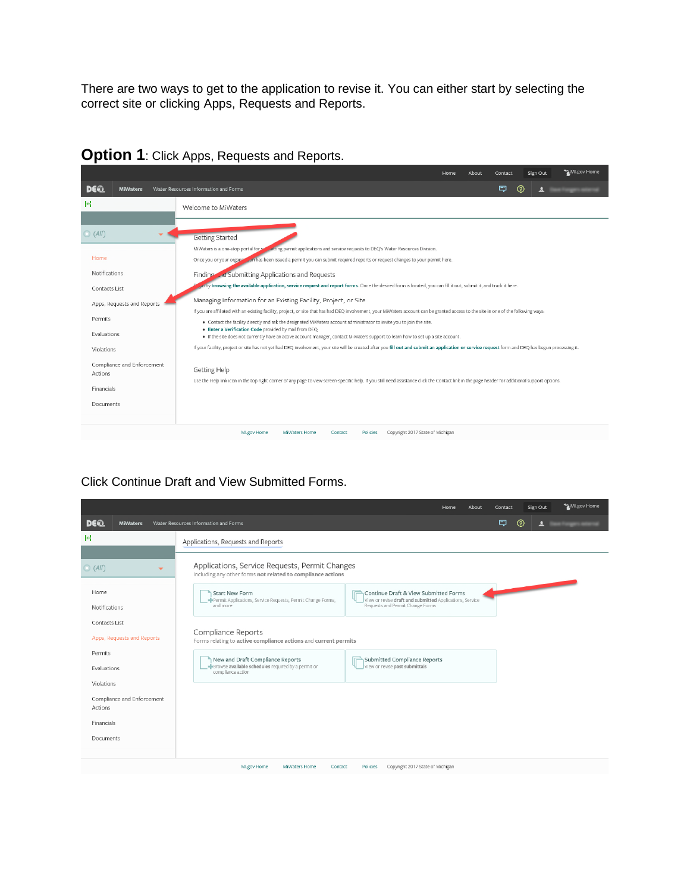There are two ways to get to the application to revise it. You can either start by selecting the correct site or clicking Apps, Requests and Reports.

**Option 1**: Click Apps, Requests and Reports.

Home About Contact Sign Out MI.gov Home

DEQ MiWaters Water Resources Information and Forms

(All)

- Home
- Notifications
- Contacts List
- Apps, Requests and Reports
- Permits
- Evaluations
- Violations
- Compliance and Enforcement Actions
- Financials
- Documents

Welcome to MiWaters

Getting Started

MiWaters is a one-stop portal for submitting permit applications and service requests to DEQ's Water Resources Division.

Once you or your organization has been issued a permit you can submit required reports or request changes to your permit here.

Finding and Submitting Applications and Requests

Begin by **browsing the available application, service request and report forms**. Once the desired form is located, you can fill it out, submit it, and track it here.

Managing Information for an Existing Facility, Project, or Site

If you are affiliated with an existing facility, project, or site that has had DEQ involvement, your MiWaters account can be granted access to the site in one of the following ways:

- Contact the facility directly and ask the designated MiWaters account administrator to invite you to join the site.
- **Enter a Verification Code** provided by mail from DEQ
- If the site does not currently have an active account manager, contact MiWaters support to learn how to set up a site account.

If your facility, project or site has not yet had DEQ involvement, your site will be created after you **fill out and submit an application or service request** form and DEQ has begun processing it.

Getting Help

Use the Help link icon in the top right corner of any page to view screen-specific help. If you still need assistance click the Contact link in the page header for additional support options.

MI.gov Home MiWaters Home Contact Policies Copyright 2017 State of Michigan

Click Continue Draft and View Submitted Forms.

Home About Contact Sign Out MI.gov Home

DEQ MiWaters Water Resources Information and Forms

(All)

- Home
- Notifications
- Contacts List
- Apps, Requests and Reports
- Permits
- Evaluations
- Violations
- Compliance and Enforcement Actions
- Financials
- Documents

Applications, Requests and Reports

Applications, Service Requests, Permit Changes

Including any other forms **not related to compliance actions**

- Start New Form — Permit Applications, Service Requests, Permit Change Forms, and more
- Continue Draft & View Submitted Forms — View or revise **draft and submitted** Applications, Service Requests and Permit Change Forms

Compliance Reports

Forms relating to **active compliance actions** and **current permits**

- New and Draft Compliance Reports — Browse **available schedules** required by a permit or compliance action
- Submitted Compliance Reports — View or revise **past submittals**

MI.gov Home MiWaters Home Contact Policies Copyright 2017 State of Michigan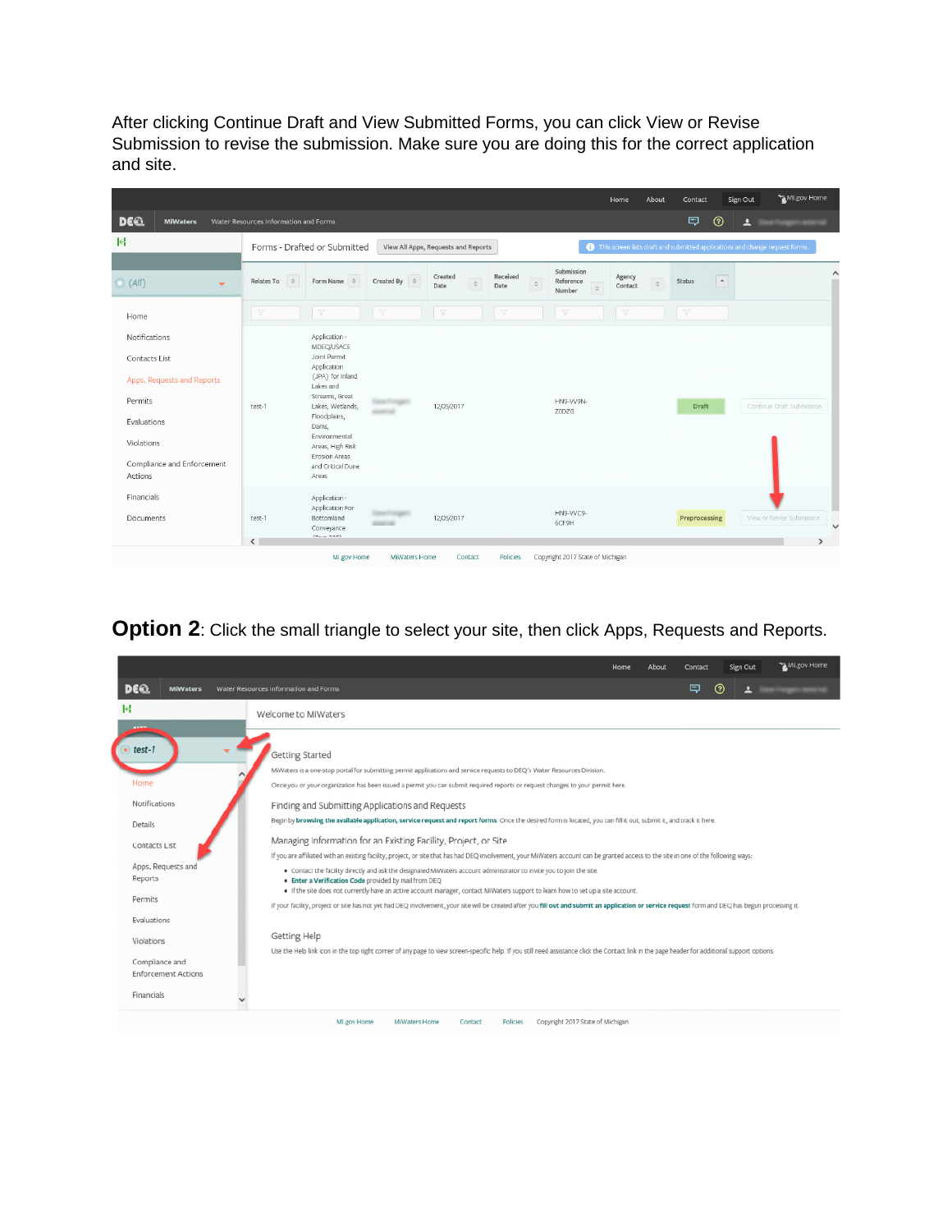After clicking Continue Draft and View Submitted Forms, you can click View or Revise Submission to revise the submission. Make sure you are doing this for the correct application and site.

**Option 2**: Click the small triangle to select your site, then click Apps, Requests and Reports.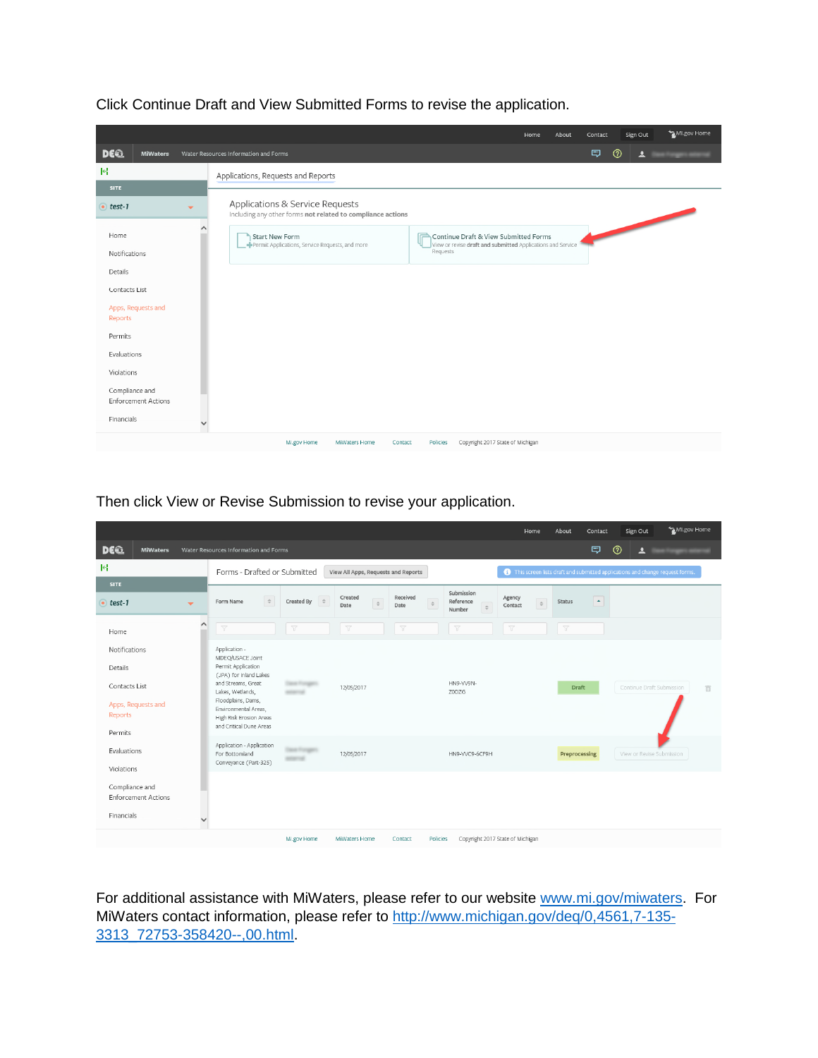Click Continue Draft and View Submitted Forms to revise the application.

Then click View or Revise Submission to revise your application.

For additional assistance with MiWaters, please refer to our website [www.mi.gov/miwaters](http://www.mi.gov/miwaters). For MiWaters contact information, please refer to [http://www.michigan.gov/deq/0,4561,7-135-3313_72753-358420--,00.html](http://www.michigan.gov/deq/0,4561,7-135-3313_72753-358420--,00.html).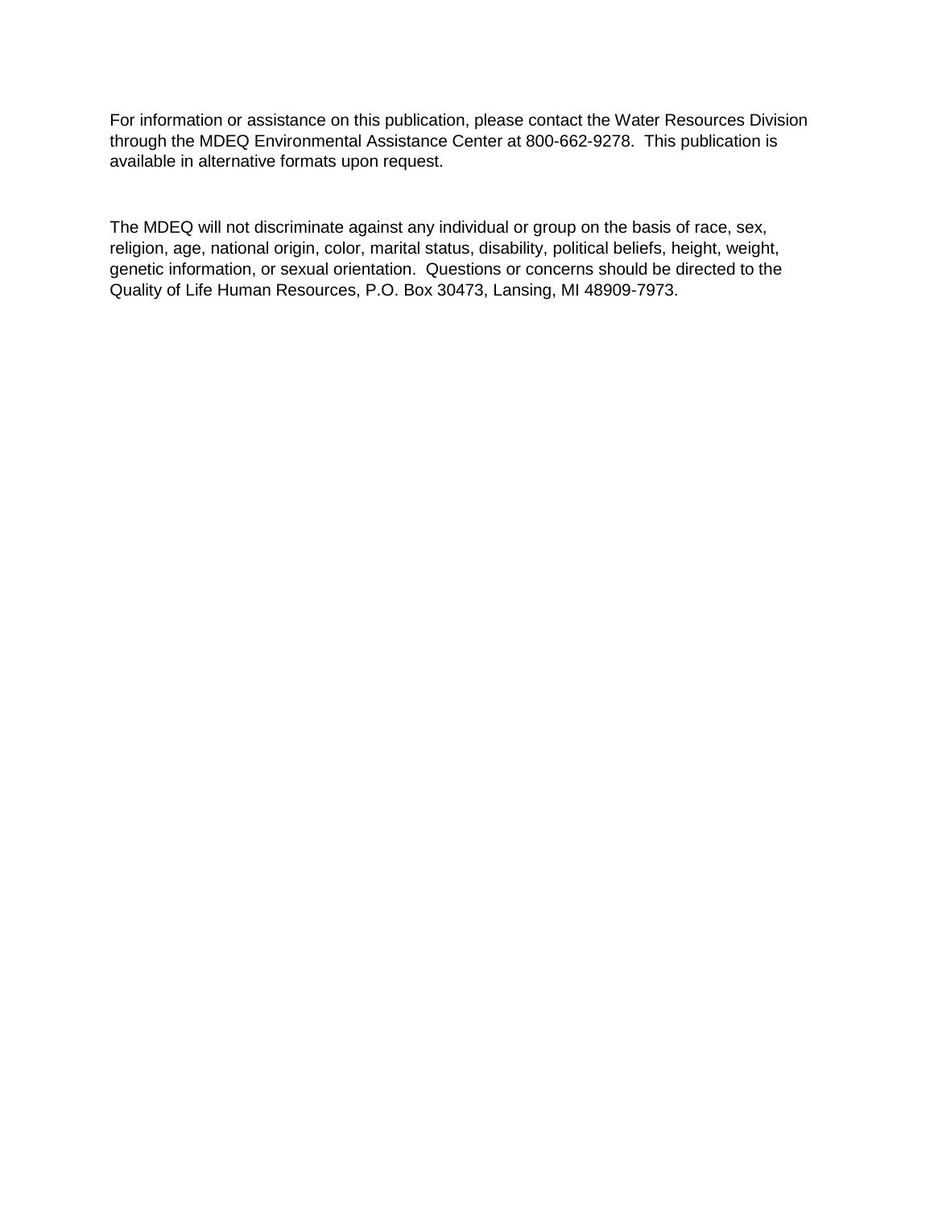For information or assistance on this publication, please contact the Water Resources Division through the MDEQ Environmental Assistance Center at 800-662-9278.  This publication is available in alternative formats upon request.

The MDEQ will not discriminate against any individual or group on the basis of race, sex, religion, age, national origin, color, marital status, disability, political beliefs, height, weight, genetic information, or sexual orientation.  Questions or concerns should be directed to the Quality of Life Human Resources, P.O. Box 30473, Lansing, MI 48909-7973.